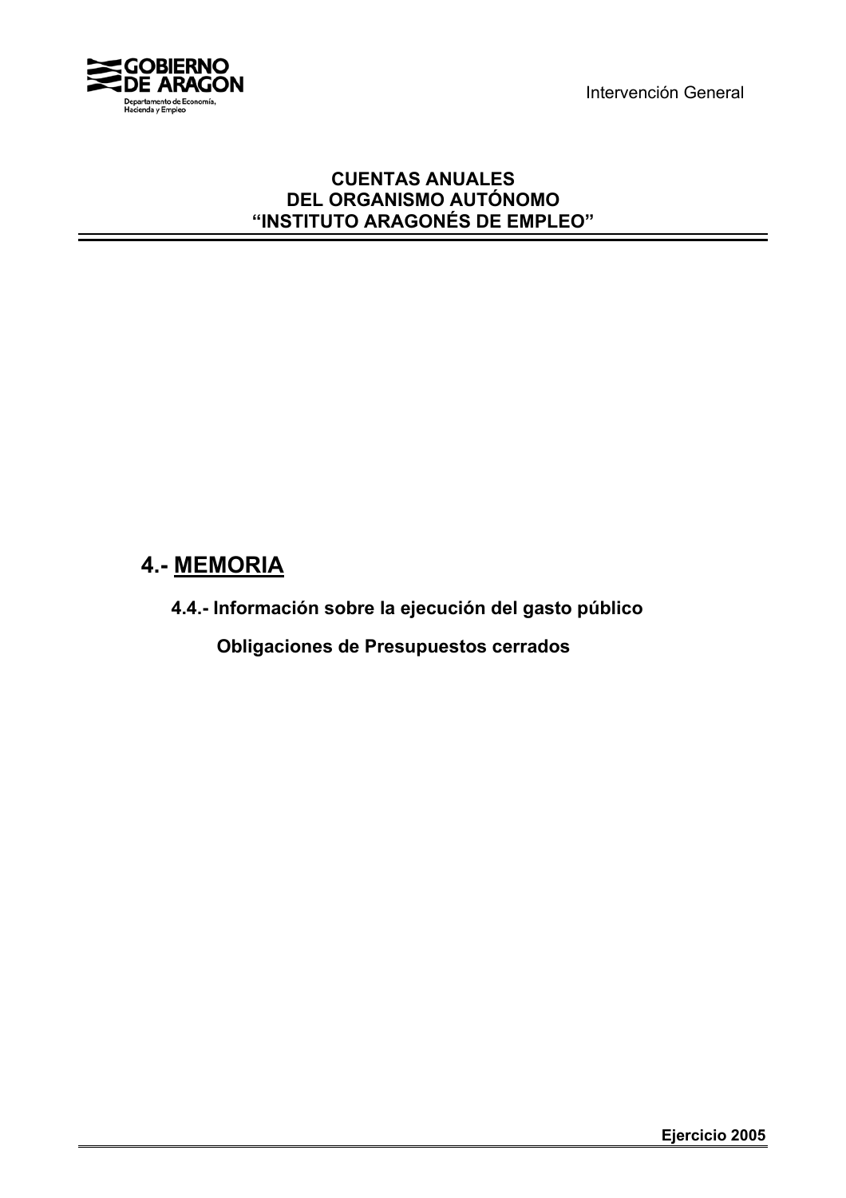**CUENTAS ANUALES**
**DEL ORGANISMO AUTÓNOMO**
**"INSTITUTO ARAGONÉS DE EMPLEO"**

# 4.- MEMORIA

## 4.4.- Información sobre la ejecución del gasto público

### Obligaciones de Presupuestos cerrados

**Ejercicio 2005**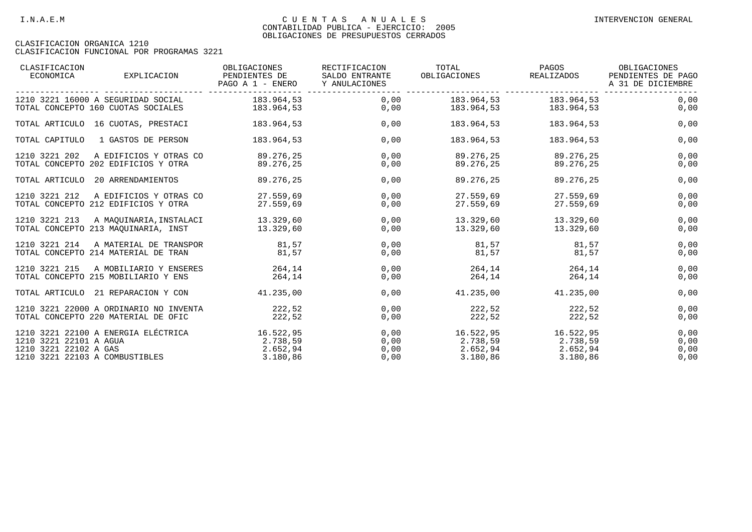CLASIFICACION ORGANICA 1210

CLASIFICACION FUNCIONAL POR PROGRAMAS 3221

| CLASIFICACION ECONOMICA | EXPLICACION | OBLIGACIONES PENDIENTES DE PAGO A 1 - ENERO | RECTIFICACION SALDO ENTRANTE Y ANULACIONES | TOTAL OBLIGACIONES | PAGOS REALIZADOS | OBLIGACIONES PENDIENTES DE PAGO A 31 DE DICIEMBRE |
|---|---|---|---|---|---|---|
| 1210 3221 16000 | A SEGURIDAD SOCIAL | 183.964,53 | 0,00 | 183.964,53 | 183.964,53 | 0,00 |
| TOTAL CONCEPTO 160 | CUOTAS SOCIALES | 183.964,53 | 0,00 | 183.964,53 | 183.964,53 | 0,00 |
| TOTAL ARTICULO | 16 CUOTAS, PRESTACI | 183.964,53 | 0,00 | 183.964,53 | 183.964,53 | 0,00 |
| TOTAL CAPITULO | 1 GASTOS DE PERSON | 183.964,53 | 0,00 | 183.964,53 | 183.964,53 | 0,00 |
| 1210 3221 202 | A EDIFICIOS Y OTRAS CO | 89.276,25 | 0,00 | 89.276,25 | 89.276,25 | 0,00 |
| TOTAL CONCEPTO 202 | EDIFICIOS Y OTRA | 89.276,25 | 0,00 | 89.276,25 | 89.276,25 | 0,00 |
| TOTAL ARTICULO | 20 ARRENDAMIENTOS | 89.276,25 | 0,00 | 89.276,25 | 89.276,25 | 0,00 |
| 1210 3221 212 | A EDIFICIOS Y OTRAS CO | 27.559,69 | 0,00 | 27.559,69 | 27.559,69 | 0,00 |
| TOTAL CONCEPTO 212 | EDIFICIOS Y OTRA | 27.559,69 | 0,00 | 27.559,69 | 27.559,69 | 0,00 |
| 1210 3221 213 | A MAQUINARIA,INSTALACI | 13.329,60 | 0,00 | 13.329,60 | 13.329,60 | 0,00 |
| TOTAL CONCEPTO 213 | MAQUINARIA, INST | 13.329,60 | 0,00 | 13.329,60 | 13.329,60 | 0,00 |
| 1210 3221 214 | A MATERIAL DE TRANSPOR | 81,57 | 0,00 | 81,57 | 81,57 | 0,00 |
| TOTAL CONCEPTO 214 | MATERIAL DE TRAN | 81,57 | 0,00 | 81,57 | 81,57 | 0,00 |
| 1210 3221 215 | A MOBILIARIO Y ENSERES | 264,14 | 0,00 | 264,14 | 264,14 | 0,00 |
| TOTAL CONCEPTO 215 | MOBILIARIO Y ENS | 264,14 | 0,00 | 264,14 | 264,14 | 0,00 |
| TOTAL ARTICULO | 21 REPARACION Y CON | 41.235,00 | 0,00 | 41.235,00 | 41.235,00 | 0,00 |
| 1210 3221 22000 | A ORDINARIO NO INVENTA | 222,52 | 0,00 | 222,52 | 222,52 | 0,00 |
| TOTAL CONCEPTO 220 | MATERIAL DE OFIC | 222,52 | 0,00 | 222,52 | 222,52 | 0,00 |
| 1210 3221 22100 | A ENERGIA ELÉCTRICA | 16.522,95 | 0,00 | 16.522,95 | 16.522,95 | 0,00 |
| 1210 3221 22101 | A AGUA | 2.738,59 | 0,00 | 2.738,59 | 2.738,59 | 0,00 |
| 1210 3221 22102 | A GAS | 2.652,94 | 0,00 | 2.652,94 | 2.652,94 | 0,00 |
| 1210 3221 22103 | A COMBUSTIBLES | 3.180,86 | 0,00 | 3.180,86 | 3.180,86 | 0,00 |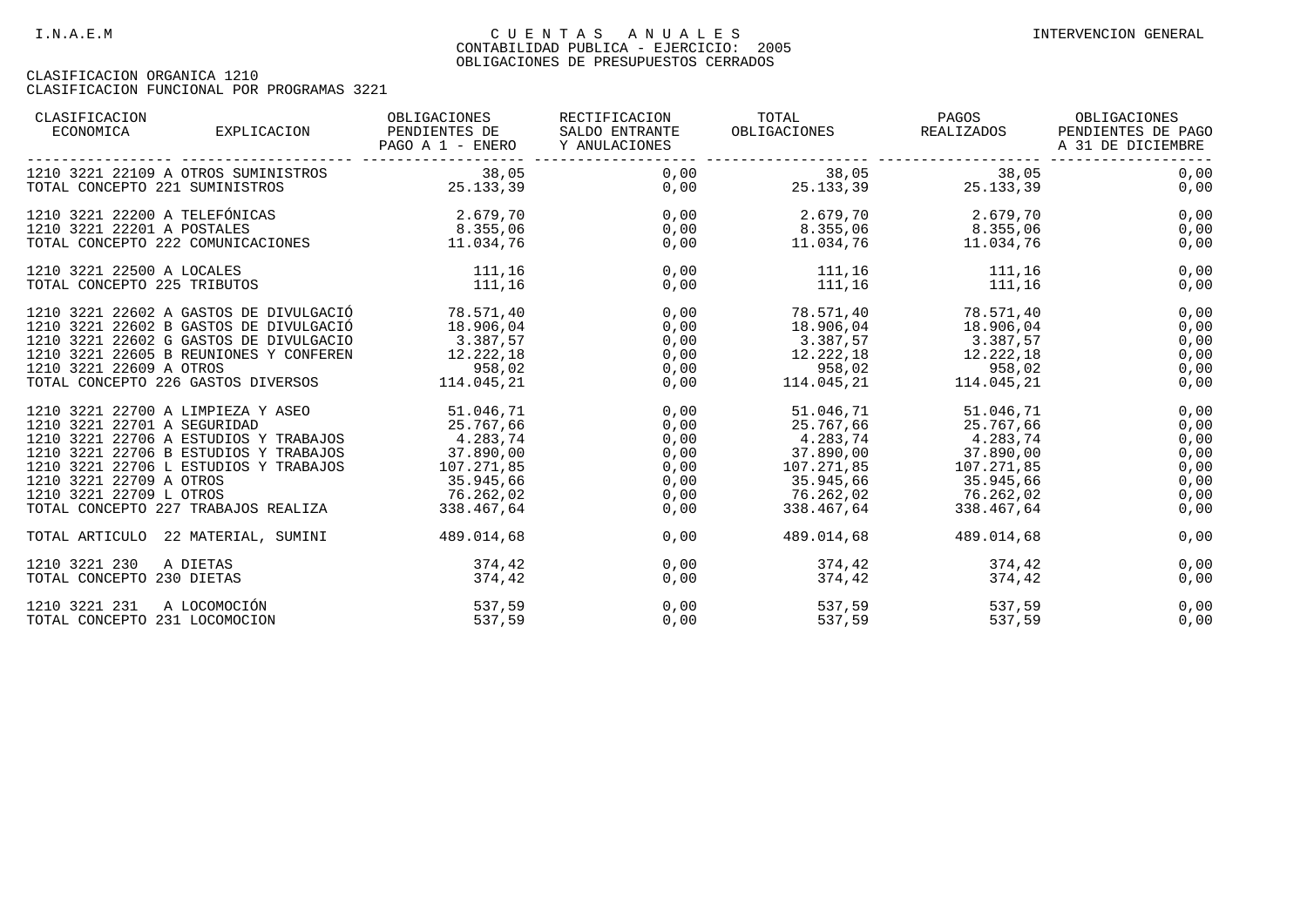CLASIFICACION ORGANICA 1210
CLASIFICACION FUNCIONAL POR PROGRAMAS 3221

| CLASIFICACION ECONOMICA | EXPLICACION | OBLIGACIONES PENDIENTES DE PAGO A 1 - ENERO | RECTIFICACION SALDO ENTRANTE Y ANULACIONES | TOTAL OBLIGACIONES | PAGOS REALIZADOS | OBLIGACIONES PENDIENTES DE PAGO A 31 DE DICIEMBRE |
|---|---|---|---|---|---|---|
| 1210 3221 22109 A | OTROS SUMINISTROS | 38,05 | 0,00 | 38,05 | 38,05 | 0,00 |
| TOTAL CONCEPTO 221 | SUMINISTROS | 25.133,39 | 0,00 | 25.133,39 | 25.133,39 | 0,00 |
| 1210 3221 22200 A | TELEFÓNICAS | 2.679,70 | 0,00 | 2.679,70 | 2.679,70 | 0,00 |
| 1210 3221 22201 A | POSTALES | 8.355,06 | 0,00 | 8.355,06 | 8.355,06 | 0,00 |
| TOTAL CONCEPTO 222 | COMUNICACIONES | 11.034,76 | 0,00 | 11.034,76 | 11.034,76 | 0,00 |
| 1210 3221 22500 A | LOCALES | 111,16 | 0,00 | 111,16 | 111,16 | 0,00 |
| TOTAL CONCEPTO 225 | TRIBUTOS | 111,16 | 0,00 | 111,16 | 111,16 | 0,00 |
| 1210 3221 22602 A | GASTOS DE DIVULGACIÓ | 78.571,40 | 0,00 | 78.571,40 | 78.571,40 | 0,00 |
| 1210 3221 22602 B | GASTOS DE DIVULGACIÓ | 18.906,04 | 0,00 | 18.906,04 | 18.906,04 | 0,00 |
| 1210 3221 22602 G | GASTOS DE DIVULGACIO | 3.387,57 | 0,00 | 3.387,57 | 3.387,57 | 0,00 |
| 1210 3221 22605 B | REUNIONES Y CONFEREN | 12.222,18 | 0,00 | 12.222,18 | 12.222,18 | 0,00 |
| 1210 3221 22609 A | OTROS | 958,02 | 0,00 | 958,02 | 958,02 | 0,00 |
| TOTAL CONCEPTO 226 | GASTOS DIVERSOS | 114.045,21 | 0,00 | 114.045,21 | 114.045,21 | 0,00 |
| 1210 3221 22700 A | LIMPIEZA Y ASEO | 51.046,71 | 0,00 | 51.046,71 | 51.046,71 | 0,00 |
| 1210 3221 22701 A | SEGURIDAD | 25.767,66 | 0,00 | 25.767,66 | 25.767,66 | 0,00 |
| 1210 3221 22706 A | ESTUDIOS Y TRABAJOS | 4.283,74 | 0,00 | 4.283,74 | 4.283,74 | 0,00 |
| 1210 3221 22706 B | ESTUDIOS Y TRABAJOS | 37.890,00 | 0,00 | 37.890,00 | 37.890,00 | 0,00 |
| 1210 3221 22706 L | ESTUDIOS Y TRABAJOS | 107.271,85 | 0,00 | 107.271,85 | 107.271,85 | 0,00 |
| 1210 3221 22709 A | OTROS | 35.945,66 | 0,00 | 35.945,66 | 35.945,66 | 0,00 |
| 1210 3221 22709 L | OTROS | 76.262,02 | 0,00 | 76.262,02 | 76.262,02 | 0,00 |
| TOTAL CONCEPTO 227 | TRABAJOS REALIZA | 338.467,64 | 0,00 | 338.467,64 | 338.467,64 | 0,00 |
| TOTAL ARTICULO 22 | MATERIAL, SUMINI | 489.014,68 | 0,00 | 489.014,68 | 489.014,68 | 0,00 |
| 1210 3221 230 A | DIETAS | 374,42 | 0,00 | 374,42 | 374,42 | 0,00 |
| TOTAL CONCEPTO 230 | DIETAS | 374,42 | 0,00 | 374,42 | 374,42 | 0,00 |
| 1210 3221 231 A | LOCOMOCIÓN | 537,59 | 0,00 | 537,59 | 537,59 | 0,00 |
| TOTAL CONCEPTO 231 | LOCOMOCION | 537,59 | 0,00 | 537,59 | 537,59 | 0,00 |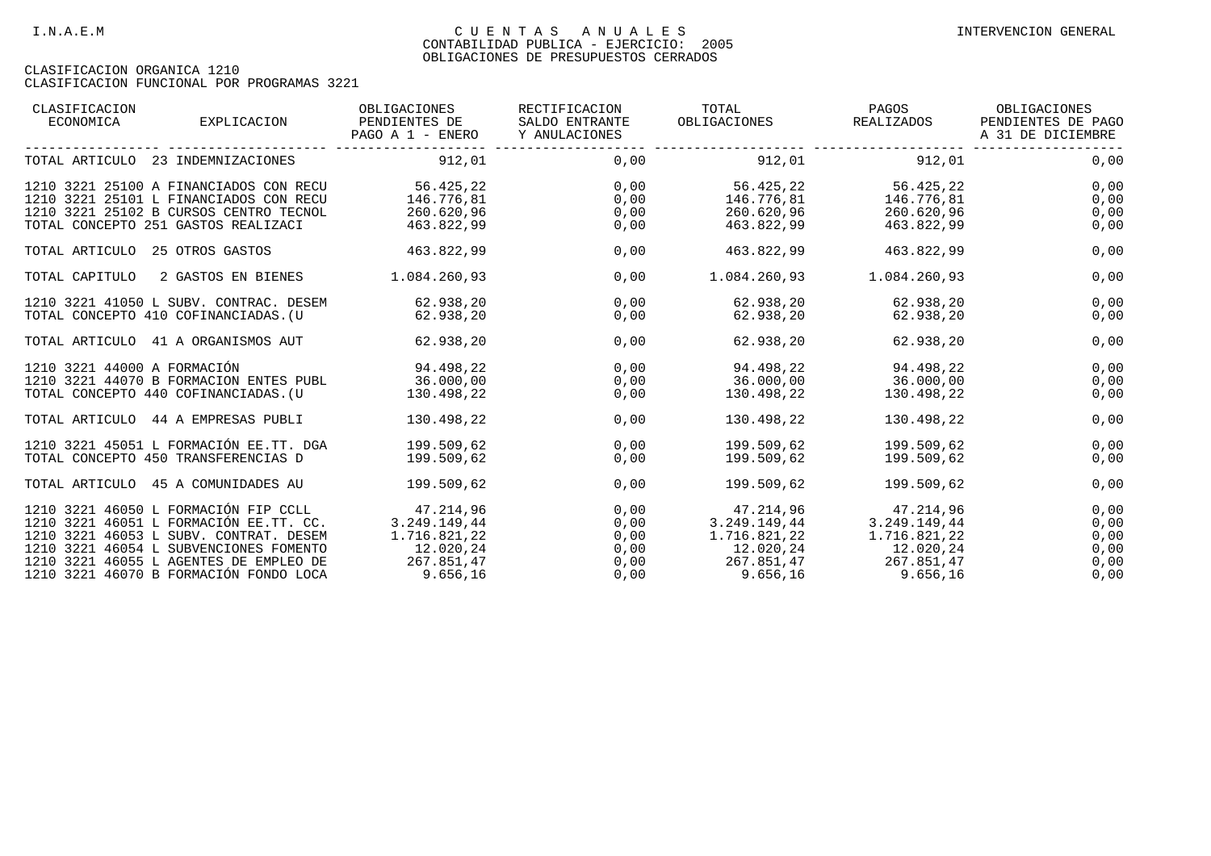CONTABILIDAD PUBLICA - EJERCICIO: 2005
OBLIGACIONES DE PRESUPUESTOS CERRADOS

CLASIFICACION ORGANICA 1210
CLASIFICACION FUNCIONAL POR PROGRAMAS 3221

| CLASIFICACION ECONOMICA EXPLICACION | OBLIGACIONES PENDIENTES DE PAGO A 1 - ENERO | RECTIFICACION SALDO ENTRANTE Y ANULACIONES | TOTAL OBLIGACIONES | PAGOS REALIZADOS | OBLIGACIONES PENDIENTES DE PAGO A 31 DE DICIEMBRE |
|---|---|---|---|---|---|
| TOTAL ARTICULO 23 INDEMNIZACIONES | 912,01 | 0,00 | 912,01 | 912,01 | 0,00 |
| 1210 3221 25100 A FINANCIADOS CON RECU | 56.425,22 | 0,00 | 56.425,22 | 56.425,22 | 0,00 |
| 1210 3221 25101 L FINANCIADOS CON RECU | 146.776,81 | 0,00 | 146.776,81 | 146.776,81 | 0,00 |
| 1210 3221 25102 B CURSOS CENTRO TECNOL | 260.620,96 | 0,00 | 260.620,96 | 260.620,96 | 0,00 |
| TOTAL CONCEPTO 251 GASTOS REALIZACI | 463.822,99 | 0,00 | 463.822,99 | 463.822,99 | 0,00 |
| TOTAL ARTICULO 25 OTROS GASTOS | 463.822,99 | 0,00 | 463.822,99 | 463.822,99 | 0,00 |
| TOTAL CAPITULO 2 GASTOS EN BIENES | 1.084.260,93 | 0,00 | 1.084.260,93 | 1.084.260,93 | 0,00 |
| 1210 3221 41050 L SUBV. CONTRAC. DESEM | 62.938,20 | 0,00 | 62.938,20 | 62.938,20 | 0,00 |
| TOTAL CONCEPTO 410 COFINANCIADAS.(U | 62.938,20 | 0,00 | 62.938,20 | 62.938,20 | 0,00 |
| TOTAL ARTICULO 41 A ORGANISMOS AUT | 62.938,20 | 0,00 | 62.938,20 | 62.938,20 | 0,00 |
| 1210 3221 44000 A FORMACIÓN | 94.498,22 | 0,00 | 94.498,22 | 94.498,22 | 0,00 |
| 1210 3221 44070 B FORMACION ENTES PUBL | 36.000,00 | 0,00 | 36.000,00 | 36.000,00 | 0,00 |
| TOTAL CONCEPTO 440 COFINANCIADAS.(U | 130.498,22 | 0,00 | 130.498,22 | 130.498,22 | 0,00 |
| TOTAL ARTICULO 44 A EMPRESAS PUBLI | 130.498,22 | 0,00 | 130.498,22 | 130.498,22 | 0,00 |
| 1210 3221 45051 L FORMACIÓN EE.TT. DGA | 199.509,62 | 0,00 | 199.509,62 | 199.509,62 | 0,00 |
| TOTAL CONCEPTO 450 TRANSFERENCIAS D | 199.509,62 | 0,00 | 199.509,62 | 199.509,62 | 0,00 |
| TOTAL ARTICULO 45 A COMUNIDADES AU | 199.509,62 | 0,00 | 199.509,62 | 199.509,62 | 0,00 |
| 1210 3221 46050 L FORMACIÓN FIP CCLL | 47.214,96 | 0,00 | 47.214,96 | 47.214,96 | 0,00 |
| 1210 3221 46051 L FORMACIÓN EE.TT. CC. | 3.249.149,44 | 0,00 | 3.249.149,44 | 3.249.149,44 | 0,00 |
| 1210 3221 46053 L SUBV. CONTRAT. DESEM | 1.716.821,22 | 0,00 | 1.716.821,22 | 1.716.821,22 | 0,00 |
| 1210 3221 46054 L SUBVENCIONES FOMENTO | 12.020,24 | 0,00 | 12.020,24 | 12.020,24 | 0,00 |
| 1210 3221 46055 L AGENTES DE EMPLEO DE | 267.851,47 | 0,00 | 267.851,47 | 267.851,47 | 0,00 |
| 1210 3221 46070 B FORMACIÓN FONDO LOCA | 9.656,16 | 0,00 | 9.656,16 | 9.656,16 | 0,00 |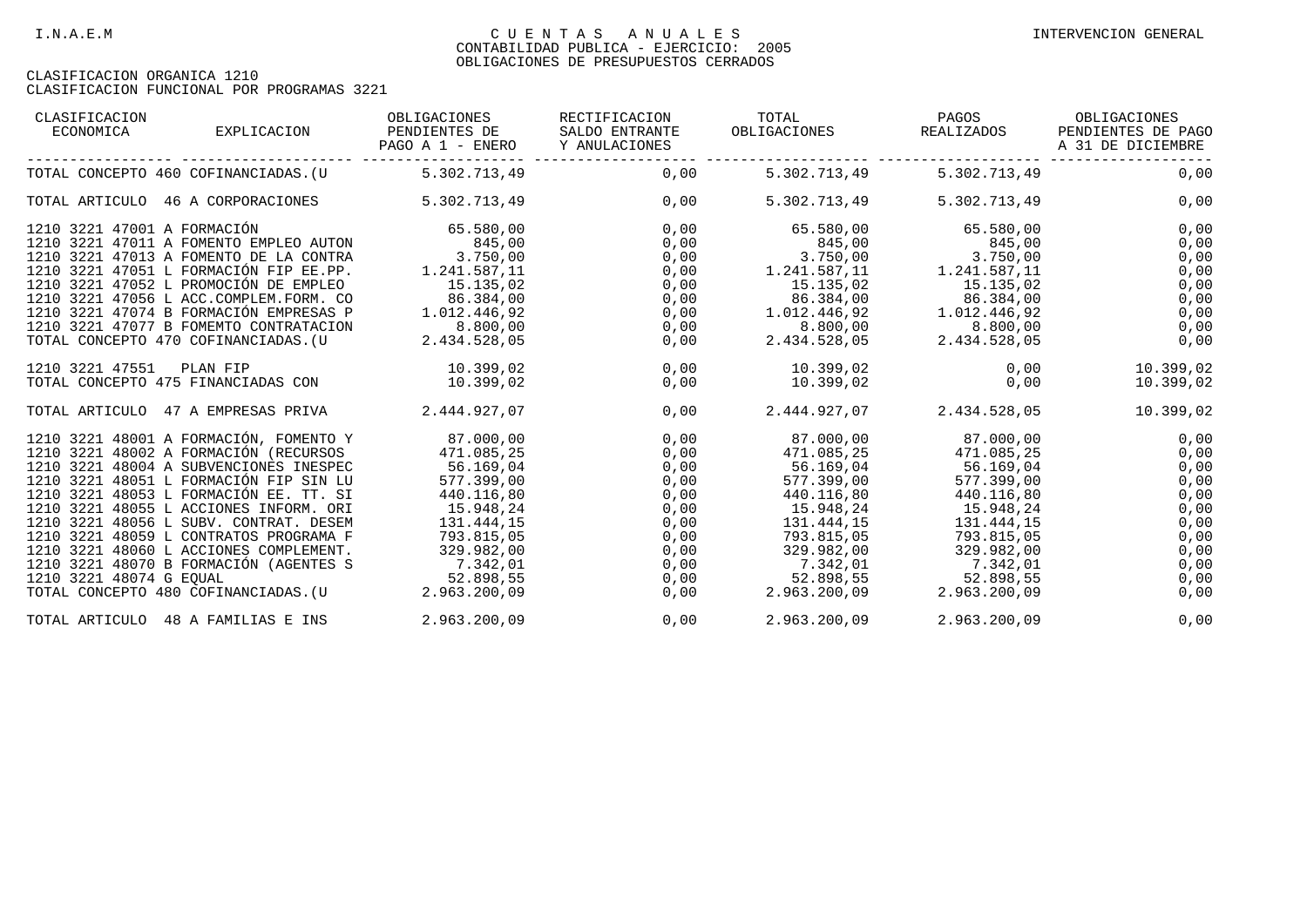I.N.A.E.M

# CUENTAS ANUALES

INTERVENCION GENERAL

CONTABILIDAD PUBLICA - EJERCICIO: 2005

OBLIGACIONES DE PRESUPUESTOS CERRADOS

CLASIFICACION ORGANICA 1210

CLASIFICACION FUNCIONAL POR PROGRAMAS 3221

| CLASIFICACION ECONOMICA | EXPLICACION | OBLIGACIONES PENDIENTES DE PAGO A 1 - ENERO | RECTIFICACION SALDO ENTRANTE Y ANULACIONES | TOTAL OBLIGACIONES | PAGOS REALIZADOS | OBLIGACIONES PENDIENTES DE PAGO A 31 DE DICIEMBRE |
|---|---|---|---|---|---|---|
| TOTAL CONCEPTO 460 | COFINANCIADAS.(U | 5.302.713,49 | 0,00 | 5.302.713,49 | 5.302.713,49 | 0,00 |
| TOTAL ARTICULO 46 | A CORPORACIONES | 5.302.713,49 | 0,00 | 5.302.713,49 | 5.302.713,49 | 0,00 |
| 1210 3221 47001 | A FORMACIÓN | 65.580,00 | 0,00 | 65.580,00 | 65.580,00 | 0,00 |
| 1210 3221 47011 | A FOMENTO EMPLEO AUTON | 845,00 | 0,00 | 845,00 | 845,00 | 0,00 |
| 1210 3221 47013 | A FOMENTO DE LA CONTRA | 3.750,00 | 0,00 | 3.750,00 | 3.750,00 | 0,00 |
| 1210 3221 47051 | L FORMACIÓN FIP EE.PP. | 1.241.587,11 | 0,00 | 1.241.587,11 | 1.241.587,11 | 0,00 |
| 1210 3221 47052 | L PROMOCIÓN DE EMPLEO | 15.135,02 | 0,00 | 15.135,02 | 15.135,02 | 0,00 |
| 1210 3221 47056 | L ACC.COMPLEM.FORM. CO | 86.384,00 | 0,00 | 86.384,00 | 86.384,00 | 0,00 |
| 1210 3221 47074 | B FORMACIÓN EMPRESAS P | 1.012.446,92 | 0,00 | 1.012.446,92 | 1.012.446,92 | 0,00 |
| 1210 3221 47077 | B FOMEMTO CONTRATACION | 8.800,00 | 0,00 | 8.800,00 | 8.800,00 | 0,00 |
| TOTAL CONCEPTO 470 | COFINANCIADAS.(U | 2.434.528,05 | 0,00 | 2.434.528,05 | 2.434.528,05 | 0,00 |
| 1210 3221 47551 | PLAN FIP | 10.399,02 | 0,00 | 10.399,02 | 0,00 | 10.399,02 |
| TOTAL CONCEPTO 475 | FINANCIADAS CON | 10.399,02 | 0,00 | 10.399,02 | 0,00 | 10.399,02 |
| TOTAL ARTICULO 47 | A EMPRESAS PRIVA | 2.444.927,07 | 0,00 | 2.444.927,07 | 2.434.528,05 | 10.399,02 |
| 1210 3221 48001 | A FORMACIÓN, FOMENTO Y | 87.000,00 | 0,00 | 87.000,00 | 87.000,00 | 0,00 |
| 1210 3221 48002 | A FORMACIÓN (RECURSOS | 471.085,25 | 0,00 | 471.085,25 | 471.085,25 | 0,00 |
| 1210 3221 48004 | A SUBVENCIONES INESPEC | 56.169,04 | 0,00 | 56.169,04 | 56.169,04 | 0,00 |
| 1210 3221 48051 | L FORMACIÓN FIP SIN LU | 577.399,00 | 0,00 | 577.399,00 | 577.399,00 | 0,00 |
| 1210 3221 48053 | L FORMACIÓN EE. TT. SI | 440.116,80 | 0,00 | 440.116,80 | 440.116,80 | 0,00 |
| 1210 3221 48055 | L ACCIONES INFORM. ORI | 15.948,24 | 0,00 | 15.948,24 | 15.948,24 | 0,00 |
| 1210 3221 48056 | L SUBV. CONTRAT. DESEM | 131.444,15 | 0,00 | 131.444,15 | 131.444,15 | 0,00 |
| 1210 3221 48059 | L CONTRATOS PROGRAMA F | 793.815,05 | 0,00 | 793.815,05 | 793.815,05 | 0,00 |
| 1210 3221 48060 | L ACCIONES COMPLEMENT. | 329.982,00 | 0,00 | 329.982,00 | 329.982,00 | 0,00 |
| 1210 3221 48070 | B FORMACIÓN (AGENTES S | 7.342,01 | 0,00 | 7.342,01 | 7.342,01 | 0,00 |
| 1210 3221 48074 | G EQUAL | 52.898,55 | 0,00 | 52.898,55 | 52.898,55 | 0,00 |
| TOTAL CONCEPTO 480 | COFINANCIADAS.(U | 2.963.200,09 | 0,00 | 2.963.200,09 | 2.963.200,09 | 0,00 |
| TOTAL ARTICULO 48 | A FAMILIAS E INS | 2.963.200,09 | 0,00 | 2.963.200,09 | 2.963.200,09 | 0,00 |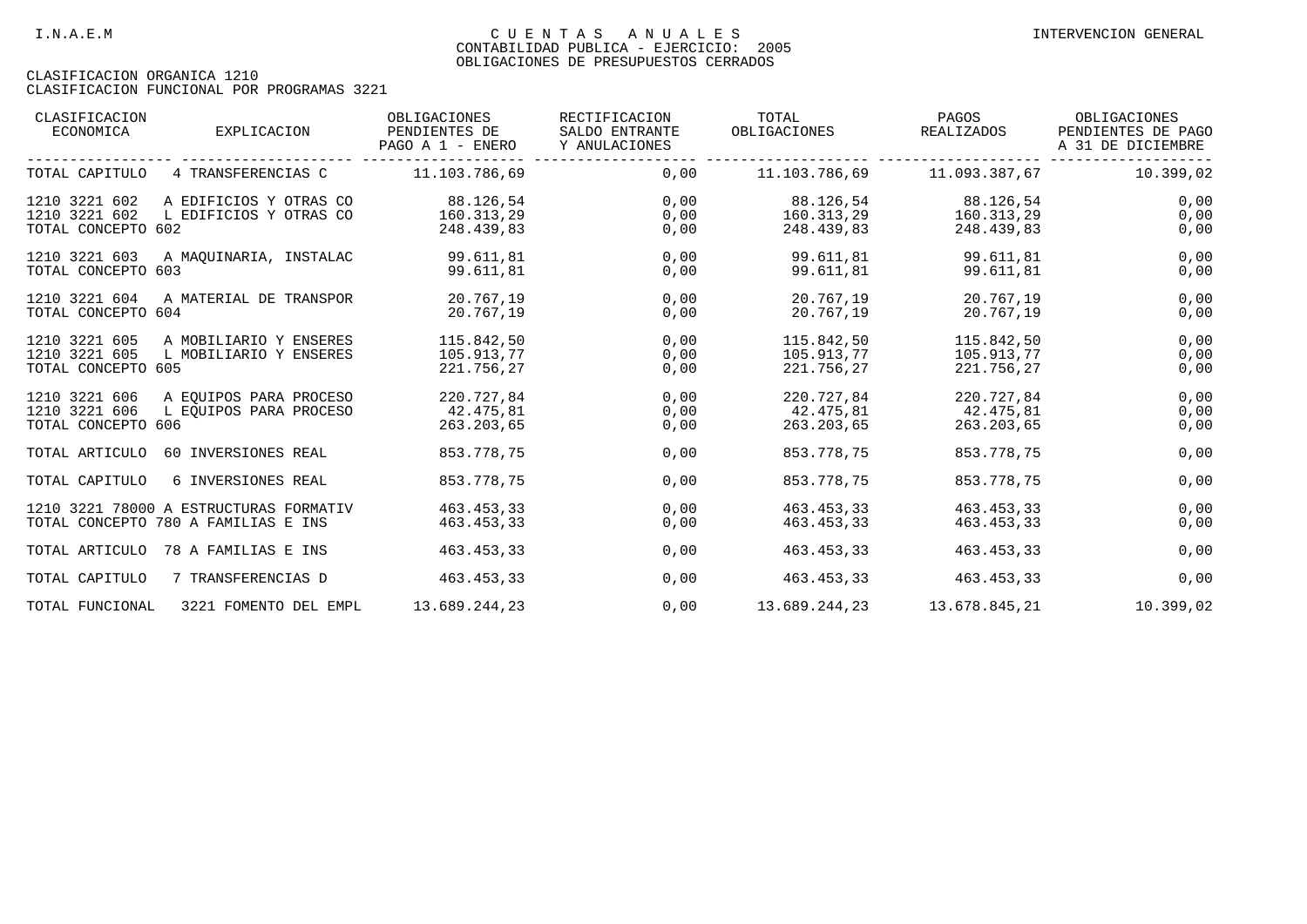I.N.A.E.M

# CUENTAS ANUALES

CONTABILIDAD PUBLICA - EJERCICIO: 2005

OBLIGACIONES DE PRESUPUESTOS CERRADOS

INTERVENCION GENERAL

CLASIFICACION ORGANICA 1210

CLASIFICACION FUNCIONAL POR PROGRAMAS 3221

| CLASIFICACION ECONOMICA | EXPLICACION | OBLIGACIONES PENDIENTES DE PAGO A 1 - ENERO | RECTIFICACION SALDO ENTRANTE Y ANULACIONES | TOTAL OBLIGACIONES | PAGOS REALIZADOS | OBLIGACIONES PENDIENTES DE PAGO A 31 DE DICIEMBRE |
|---|---|---|---|---|---|---|
| TOTAL CAPITULO | 4 TRANSFERENCIAS C | 11.103.786,69 | 0,00 | 11.103.786,69 | 11.093.387,67 | 10.399,02 |
| 1210 3221 602 | A EDIFICIOS Y OTRAS CO | 88.126,54 | 0,00 | 88.126,54 | 88.126,54 | 0,00 |
| 1210 3221 602 | L EDIFICIOS Y OTRAS CO | 160.313,29 | 0,00 | 160.313,29 | 160.313,29 | 0,00 |
| TOTAL CONCEPTO 602 | | 248.439,83 | 0,00 | 248.439,83 | 248.439,83 | 0,00 |
| 1210 3221 603 | A MAQUINARIA, INSTALAC | 99.611,81 | 0,00 | 99.611,81 | 99.611,81 | 0,00 |
| TOTAL CONCEPTO 603 | | 99.611,81 | 0,00 | 99.611,81 | 99.611,81 | 0,00 |
| 1210 3221 604 | A MATERIAL DE TRANSPOR | 20.767,19 | 0,00 | 20.767,19 | 20.767,19 | 0,00 |
| TOTAL CONCEPTO 604 | | 20.767,19 | 0,00 | 20.767,19 | 20.767,19 | 0,00 |
| 1210 3221 605 | A MOBILIARIO Y ENSERES | 115.842,50 | 0,00 | 115.842,50 | 115.842,50 | 0,00 |
| 1210 3221 605 | L MOBILIARIO Y ENSERES | 105.913,77 | 0,00 | 105.913,77 | 105.913,77 | 0,00 |
| TOTAL CONCEPTO 605 | | 221.756,27 | 0,00 | 221.756,27 | 221.756,27 | 0,00 |
| 1210 3221 606 | A EQUIPOS PARA PROCESO | 220.727,84 | 0,00 | 220.727,84 | 220.727,84 | 0,00 |
| 1210 3221 606 | L EQUIPOS PARA PROCESO | 42.475,81 | 0,00 | 42.475,81 | 42.475,81 | 0,00 |
| TOTAL CONCEPTO 606 | | 263.203,65 | 0,00 | 263.203,65 | 263.203,65 | 0,00 |
| TOTAL ARTICULO | 60 INVERSIONES REAL | 853.778,75 | 0,00 | 853.778,75 | 853.778,75 | 0,00 |
| TOTAL CAPITULO | 6 INVERSIONES REAL | 853.778,75 | 0,00 | 853.778,75 | 853.778,75 | 0,00 |
| 1210 3221 78000 | A ESTRUCTURAS FORMATIV | 463.453,33 | 0,00 | 463.453,33 | 463.453,33 | 0,00 |
| TOTAL CONCEPTO 780 | A FAMILIAS E INS | 463.453,33 | 0,00 | 463.453,33 | 463.453,33 | 0,00 |
| TOTAL ARTICULO | 78 A FAMILIAS E INS | 463.453,33 | 0,00 | 463.453,33 | 463.453,33 | 0,00 |
| TOTAL CAPITULO | 7 TRANSFERENCIAS D | 463.453,33 | 0,00 | 463.453,33 | 463.453,33 | 0,00 |
| TOTAL FUNCIONAL | 3221 FOMENTO DEL EMPL | 13.689.244,23 | 0,00 | 13.689.244,23 | 13.678.845,21 | 10.399,02 |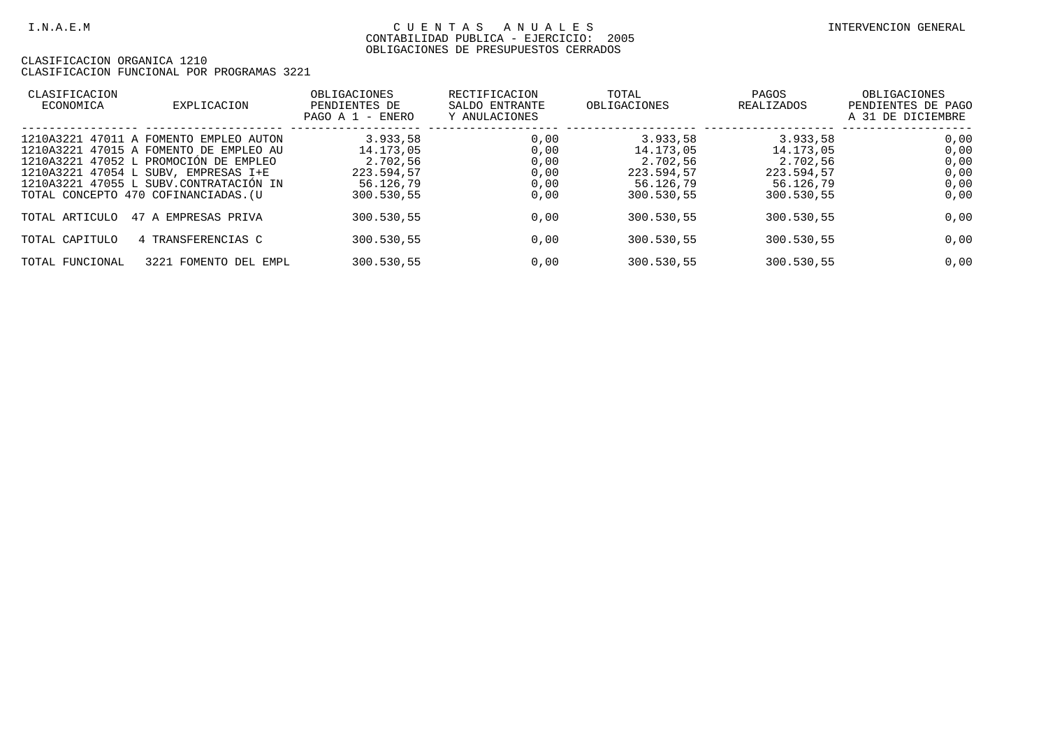I.N.A.E.M

# CUENTAS ANUALES

CONTABILIDAD PUBLICA - EJERCICIO: 2005

OBLIGACIONES DE PRESUPUESTOS CERRADOS

INTERVENCION GENERAL

CLASIFICACION ORGANICA 1210

CLASIFICACION FUNCIONAL POR PROGRAMAS 3221

| CLASIFICACION ECONOMICA | EXPLICACION | OBLIGACIONES PENDIENTES DE PAGO A 1 - ENERO | RECTIFICACION SALDO ENTRANTE Y ANULACIONES | TOTAL OBLIGACIONES | PAGOS REALIZADOS | OBLIGACIONES PENDIENTES DE PAGO A 31 DE DICIEMBRE |
|---|---|---|---|---|---|---|
| 1210A3221 47011 | A FOMENTO EMPLEO AUTON | 3.933,58 | 0,00 | 3.933,58 | 3.933,58 | 0,00 |
| 1210A3221 47015 | A FOMENTO DE EMPLEO AU | 14.173,05 | 0,00 | 14.173,05 | 14.173,05 | 0,00 |
| 1210A3221 47052 | L PROMOCIÓN DE EMPLEO | 2.702,56 | 0,00 | 2.702,56 | 2.702,56 | 0,00 |
| 1210A3221 47054 | L SUBV, EMPRESAS I+E | 223.594,57 | 0,00 | 223.594,57 | 223.594,57 | 0,00 |
| 1210A3221 47055 | L SUBV.CONTRATACIÓN IN | 56.126,79 | 0,00 | 56.126,79 | 56.126,79 | 0,00 |
| TOTAL CONCEPTO 470 | COFINANCIADAS.(U | 300.530,55 | 0,00 | 300.530,55 | 300.530,55 | 0,00 |
| TOTAL ARTICULO | 47 A EMPRESAS PRIVA | 300.530,55 | 0,00 | 300.530,55 | 300.530,55 | 0,00 |
| TOTAL CAPITULO | 4 TRANSFERENCIAS C | 300.530,55 | 0,00 | 300.530,55 | 300.530,55 | 0,00 |
| TOTAL FUNCIONAL | 3221 FOMENTO DEL EMPL | 300.530,55 | 0,00 | 300.530,55 | 300.530,55 | 0,00 |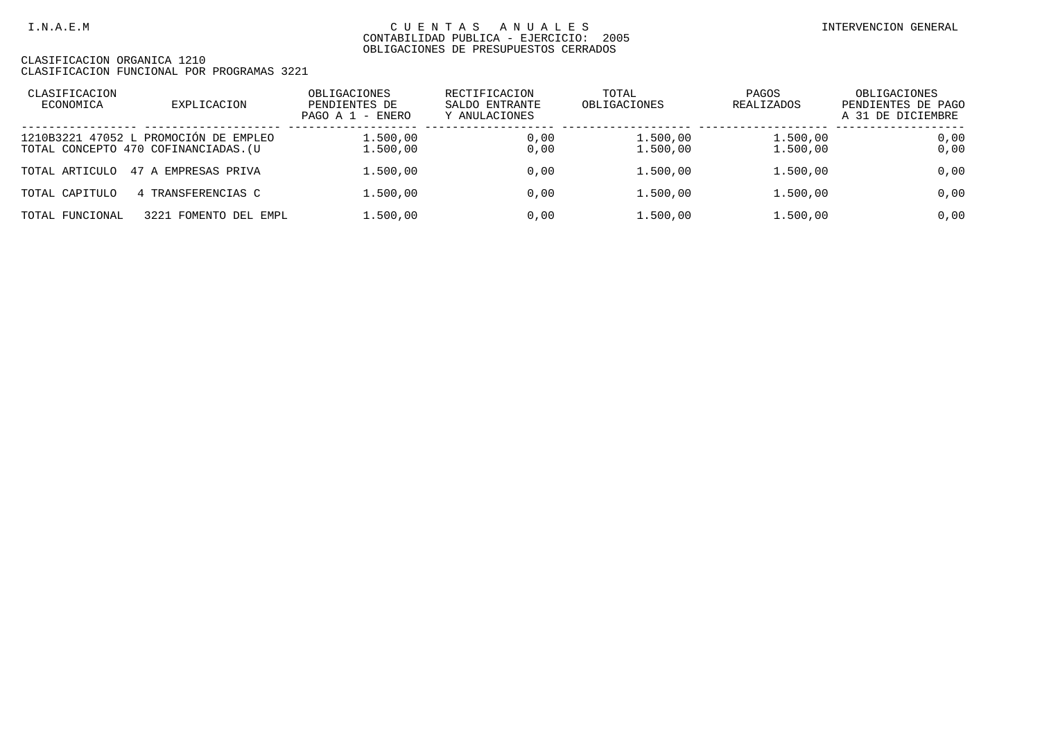I.N.A.E.M

CUENTAS ANUALES

CONTABILIDAD PUBLICA - EJERCICIO: 2005

OBLIGACIONES DE PRESUPUESTOS CERRADOS

INTERVENCION GENERAL

CLASIFICACION ORGANICA 1210

CLASIFICACION FUNCIONAL POR PROGRAMAS 3221

| CLASIFICACION ECONOMICA | EXPLICACION | OBLIGACIONES PENDIENTES DE PAGO A 1 - ENERO | RECTIFICACION SALDO ENTRANTE Y ANULACIONES | TOTAL OBLIGACIONES | PAGOS REALIZADOS | OBLIGACIONES PENDIENTES DE PAGO A 31 DE DICIEMBRE |
|---|---|---|---|---|---|---|
| 1210B3221 47052 | L PROMOCIÓN DE EMPLEO | 1.500,00 | 0,00 | 1.500,00 | 1.500,00 | 0,00 |
| TOTAL CONCEPTO 470 | COFINANCIADAS.(U | 1.500,00 | 0,00 | 1.500,00 | 1.500,00 | 0,00 |
| TOTAL ARTICULO | 47 A EMPRESAS PRIVA | 1.500,00 | 0,00 | 1.500,00 | 1.500,00 | 0,00 |
| TOTAL CAPITULO | 4 TRANSFERENCIAS C | 1.500,00 | 0,00 | 1.500,00 | 1.500,00 | 0,00 |
| TOTAL FUNCIONAL | 3221 FOMENTO DEL EMPL | 1.500,00 | 0,00 | 1.500,00 | 1.500,00 | 0,00 |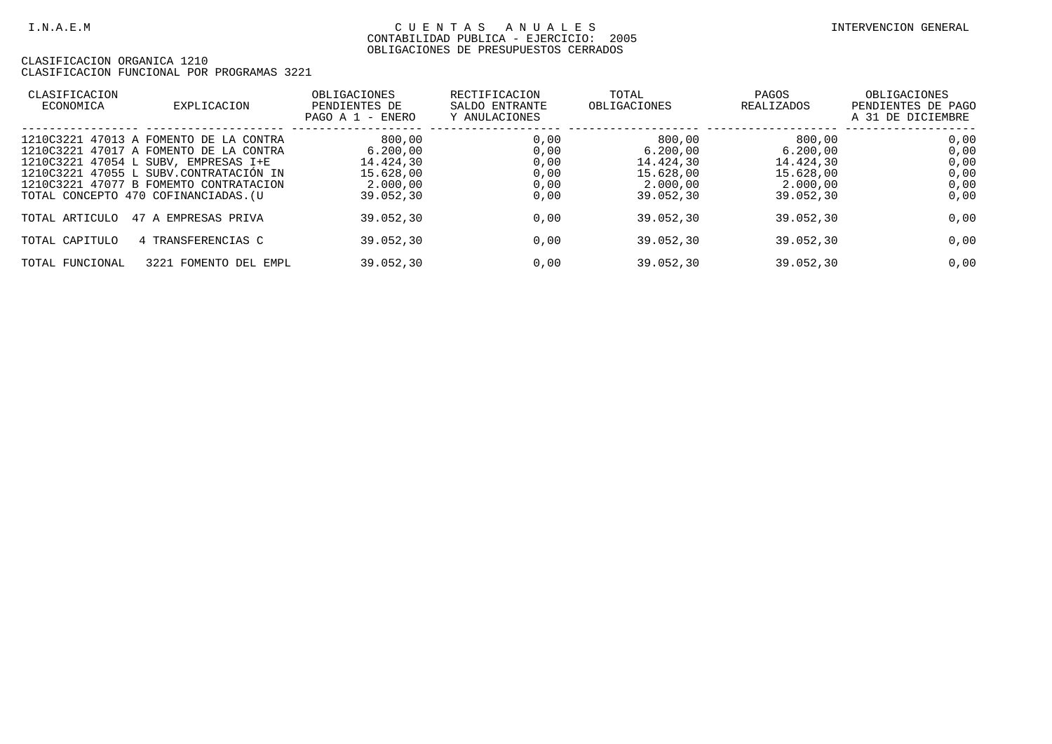I.N.A.E.M

# CUENTAS ANUALES

CONTABILIDAD PUBLICA - EJERCICIO: 2005

OBLIGACIONES DE PRESUPUESTOS CERRADOS

INTERVENCION GENERAL

CLASIFICACION ORGANICA 1210

CLASIFICACION FUNCIONAL POR PROGRAMAS 3221

| CLASIFICACION ECONOMICA | EXPLICACION | OBLIGACIONES PENDIENTES DE PAGO A 1 - ENERO | RECTIFICACION SALDO ENTRANTE Y ANULACIONES | TOTAL OBLIGACIONES | PAGOS REALIZADOS | OBLIGACIONES PENDIENTES DE PAGO A 31 DE DICIEMBRE |
|---|---|---|---|---|---|---|
| 1210C3221 47013 A | FOMENTO DE LA CONTRA | 800,00 | 0,00 | 800,00 | 800,00 | 0,00 |
| 1210C3221 47017 A | FOMENTO DE LA CONTRA | 6.200,00 | 0,00 | 6.200,00 | 6.200,00 | 0,00 |
| 1210C3221 47054 L | SUBV, EMPRESAS I+E | 14.424,30 | 0,00 | 14.424,30 | 14.424,30 | 0,00 |
| 1210C3221 47055 L | SUBV.CONTRATACIÓN IN | 15.628,00 | 0,00 | 15.628,00 | 15.628,00 | 0,00 |
| 1210C3221 47077 B | FOMEMTO CONTRATACION | 2.000,00 | 0,00 | 2.000,00 | 2.000,00 | 0,00 |
| TOTAL CONCEPTO 470 | COFINANCIADAS.(U | 39.052,30 | 0,00 | 39.052,30 | 39.052,30 | 0,00 |
| TOTAL ARTICULO | 47 A EMPRESAS PRIVA | 39.052,30 | 0,00 | 39.052,30 | 39.052,30 | 0,00 |
| TOTAL CAPITULO | 4 TRANSFERENCIAS C | 39.052,30 | 0,00 | 39.052,30 | 39.052,30 | 0,00 |
| TOTAL FUNCIONAL | 3221 FOMENTO DEL EMPL | 39.052,30 | 0,00 | 39.052,30 | 39.052,30 | 0,00 |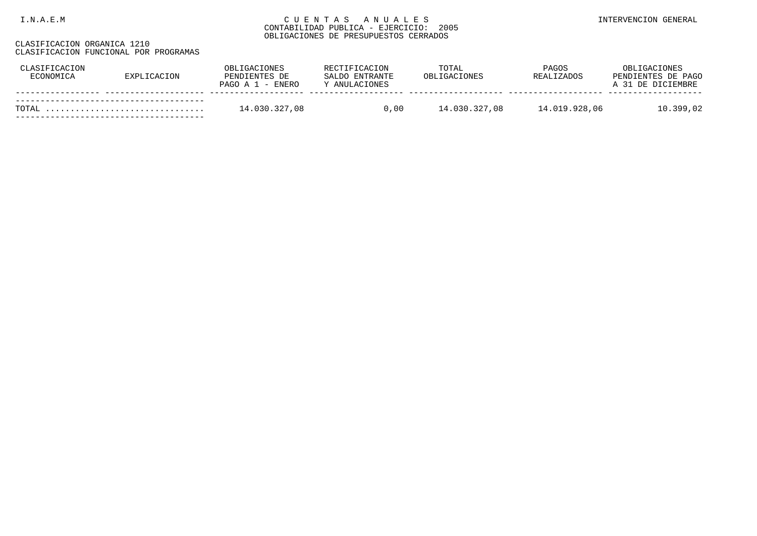I.N.A.E.M

CUENTAS ANUALES
CONTABILIDAD PUBLICA - EJERCICIO: 2005
OBLIGACIONES DE PRESUPUESTOS CERRADOS

INTERVENCION GENERAL

CLASIFICACION ORGANICA 1210
CLASIFICACION FUNCIONAL POR PROGRAMAS

| CLASIFICACION ECONOMICA | EXPLICACION | OBLIGACIONES PENDIENTES DE PAGO A 1 - ENERO | RECTIFICACION SALDO ENTRANTE Y ANULACIONES | TOTAL OBLIGACIONES | PAGOS REALIZADOS | OBLIGACIONES PENDIENTES DE PAGO A 31 DE DICIEMBRE |
|---|---|---|---|---|---|---|
| TOTAL ................................ | | 14.030.327,08 | 0,00 | 14.030.327,08 | 14.019.928,06 | 10.399,02 |